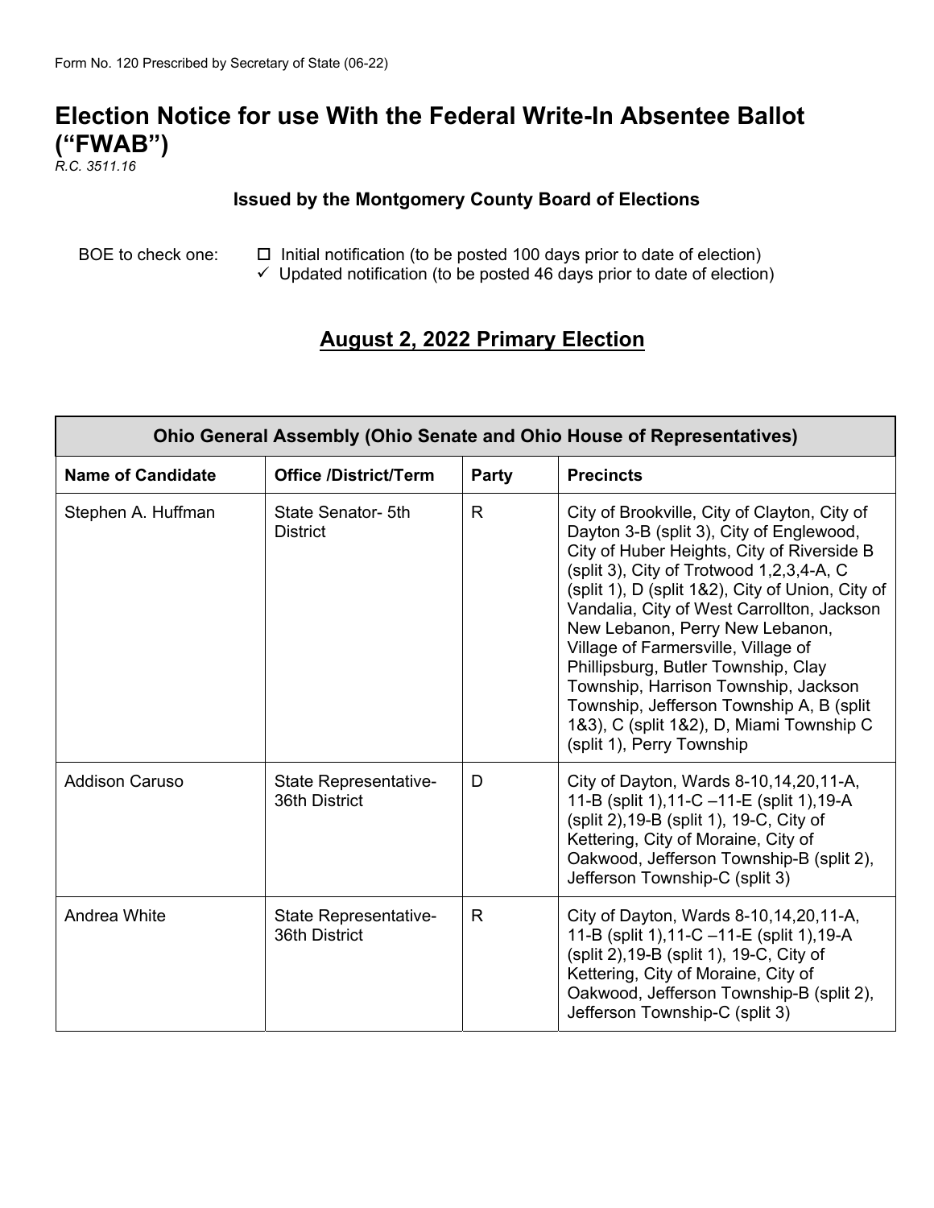Form No. 120 Prescribed by Secretary of State (06-22)

# Election Notice for use With the Federal Write-In Absentee Ballot ("FWAB")

*R.C. 3511.16*

### Issued by the Montgomery County Board of Elections

BOE to check one:
- ☐ Initial notification (to be posted 100 days prior to date of election)
- ✓ Updated notification (to be posted 46 days prior to date of election)

## August 2, 2022 Primary Election

| Ohio General Assembly (Ohio Senate and Ohio House of Representatives) | | | |
|---|---|---|---|
| **Name of Candidate** | **Office /District/Term** | **Party** | **Precincts** |
| Stephen A. Huffman | State Senator- 5th District | R | City of Brookville, City of Clayton, City of Dayton 3-B (split 3), City of Englewood, City of Huber Heights, City of Riverside B (split 3), City of Trotwood 1,2,3,4-A, C (split 1), D (split 1&2), City of Union, City of Vandalia, City of West Carrollton, Jackson New Lebanon, Perry New Lebanon, Village of Farmersville, Village of Phillipsburg, Butler Township, Clay Township, Harrison Township, Jackson Township, Jefferson Township A, B (split 1&3), C (split 1&2), D, Miami Township C (split 1), Perry Township |
| Addison Caruso | State Representative- 36th District | D | City of Dayton, Wards 8-10,14,20,11-A, 11-B (split 1),11-C –11-E (split 1),19-A (split 2),19-B (split 1), 19-C, City of Kettering, City of Moraine, City of Oakwood, Jefferson Township-B (split 2), Jefferson Township-C (split 3) |
| Andrea White | State Representative- 36th District | R | City of Dayton, Wards 8-10,14,20,11-A, 11-B (split 1),11-C –11-E (split 1),19-A (split 2),19-B (split 1), 19-C, City of Kettering, City of Moraine, City of Oakwood, Jefferson Township-B (split 2), Jefferson Township-C (split 3) |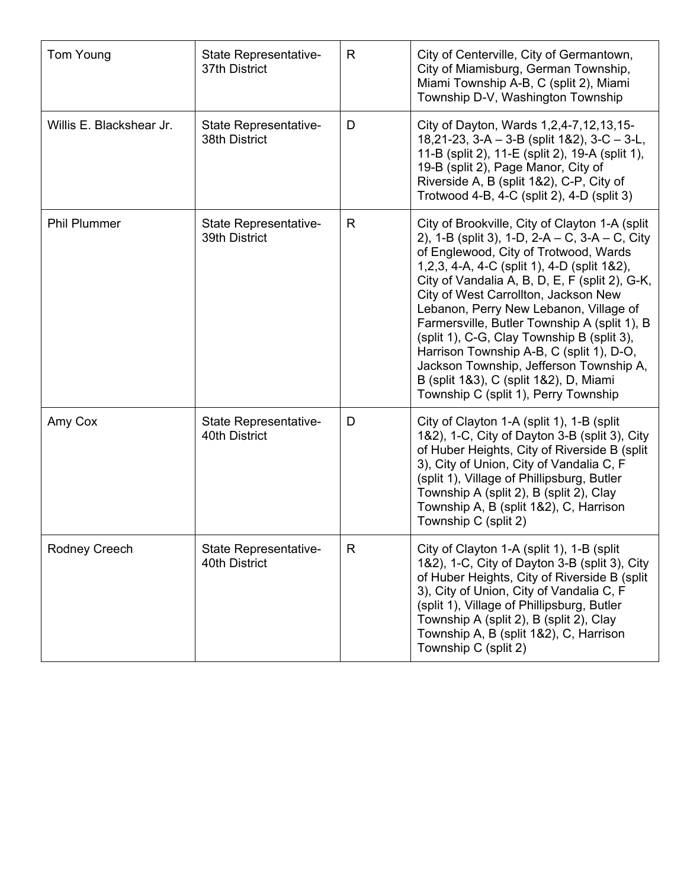| Tom Young | State Representative-37th District | R | City of Centerville, City of Germantown, City of Miamisburg, German Township, Miami Township A-B, C (split 2), Miami Township D-V, Washington Township |
|---|---|---|---|
| Willis E. Blackshear Jr. | State Representative-38th District | D | City of Dayton, Wards 1,2,4-7,12,13,15-18,21-23, 3-A – 3-B (split 1&2), 3-C – 3-L, 11-B (split 2), 11-E (split 2), 19-A (split 1), 19-B (split 2), Page Manor, City of Riverside A, B (split 1&2), C-P, City of Trotwood 4-B, 4-C (split 2), 4-D (split 3) |
| Phil Plummer | State Representative-39th District | R | City of Brookville, City of Clayton 1-A (split 2), 1-B (split 3), 1-D, 2-A – C, 3-A – C, City of Englewood, City of Trotwood, Wards 1,2,3, 4-A, 4-C (split 1), 4-D (split 1&2), City of Vandalia A, B, D, E, F (split 2), G-K, City of West Carrollton, Jackson New Lebanon, Perry New Lebanon, Village of Farmersville, Butler Township A (split 1), B (split 1), C-G, Clay Township B (split 3), Harrison Township A-B, C (split 1), D-O, Jackson Township, Jefferson Township A, B (split 1&3), C (split 1&2), D, Miami Township C (split 1), Perry Township |
| Amy Cox | State Representative-40th District | D | City of Clayton 1-A (split 1), 1-B (split 1&2), 1-C, City of Dayton 3-B (split 3), City of Huber Heights, City of Riverside B (split 3), City of Union, City of Vandalia C, F (split 1), Village of Phillipsburg, Butler Township A (split 2), B (split 2), Clay Township A, B (split 1&2), C, Harrison Township C (split 2) |
| Rodney Creech | State Representative-40th District | R | City of Clayton 1-A (split 1), 1-B (split 1&2), 1-C, City of Dayton 3-B (split 3), City of Huber Heights, City of Riverside B (split 3), City of Union, City of Vandalia C, F (split 1), Village of Phillipsburg, Butler Township A (split 2), B (split 2), Clay Township A, B (split 1&2), C, Harrison Township C (split 2) |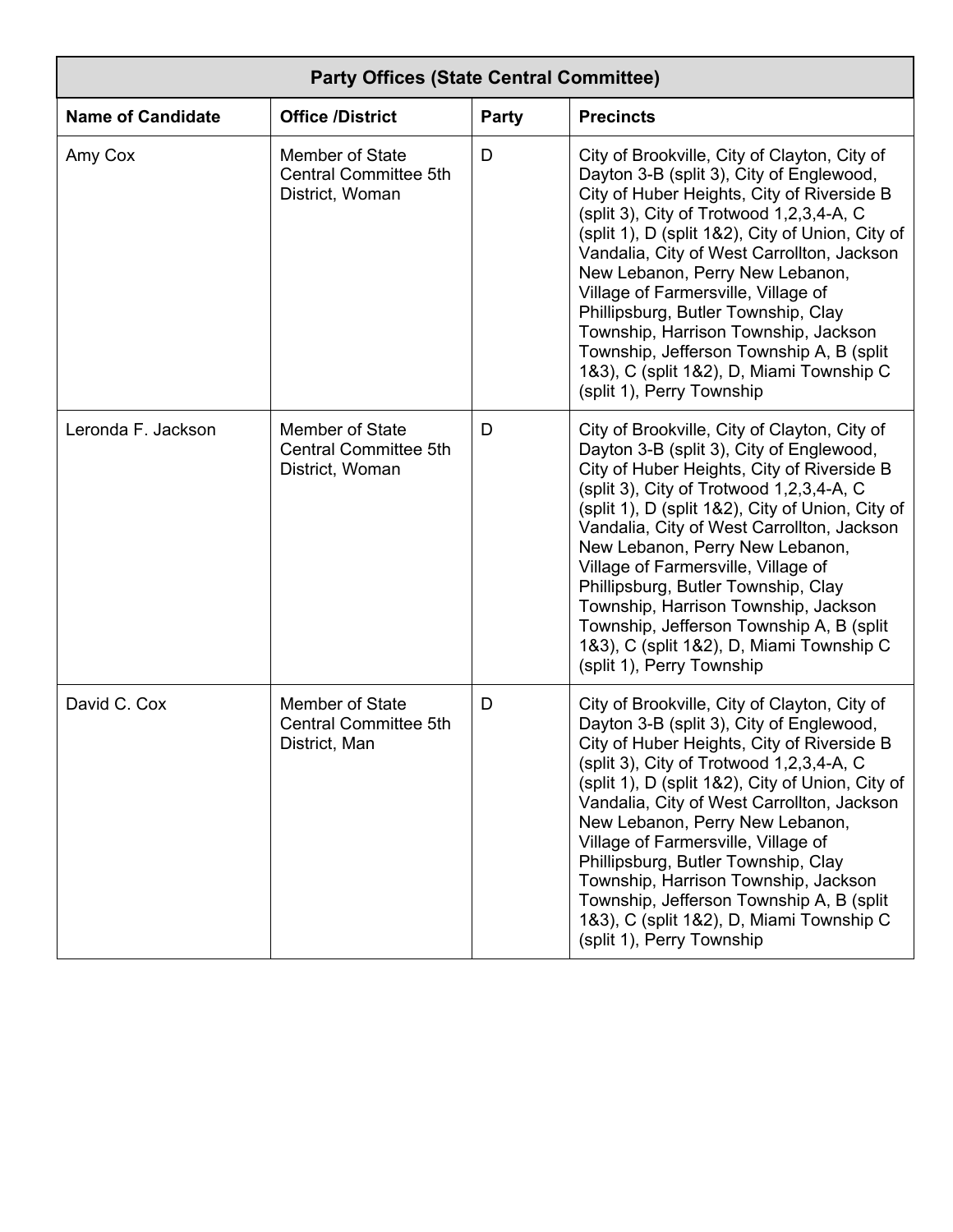| Party Offices (State Central Committee) | | | |
|---|---|---|---|
| **Name of Candidate** | **Office /District** | **Party** | **Precincts** |
| Amy Cox | Member of State Central Committee 5th District, Woman | D | City of Brookville, City of Clayton, City of Dayton 3-B (split 3), City of Englewood, City of Huber Heights, City of Riverside B (split 3), City of Trotwood 1,2,3,4-A, C (split 1), D (split 1&2), City of Union, City of Vandalia, City of West Carrollton, Jackson New Lebanon, Perry New Lebanon, Village of Farmersville, Village of Phillipsburg, Butler Township, Clay Township, Harrison Township, Jackson Township, Jefferson Township A, B (split 1&3), C (split 1&2), D, Miami Township C (split 1), Perry Township |
| Leronda F. Jackson | Member of State Central Committee 5th District, Woman | D | City of Brookville, City of Clayton, City of Dayton 3-B (split 3), City of Englewood, City of Huber Heights, City of Riverside B (split 3), City of Trotwood 1,2,3,4-A, C (split 1), D (split 1&2), City of Union, City of Vandalia, City of West Carrollton, Jackson New Lebanon, Perry New Lebanon, Village of Farmersville, Village of Phillipsburg, Butler Township, Clay Township, Harrison Township, Jackson Township, Jefferson Township A, B (split 1&3), C (split 1&2), D, Miami Township C (split 1), Perry Township |
| David C. Cox | Member of State Central Committee 5th District, Man | D | City of Brookville, City of Clayton, City of Dayton 3-B (split 3), City of Englewood, City of Huber Heights, City of Riverside B (split 3), City of Trotwood 1,2,3,4-A, C (split 1), D (split 1&2), City of Union, City of Vandalia, City of West Carrollton, Jackson New Lebanon, Perry New Lebanon, Village of Farmersville, Village of Phillipsburg, Butler Township, Clay Township, Harrison Township, Jackson Township, Jefferson Township A, B (split 1&3), C (split 1&2), D, Miami Township C (split 1), Perry Township |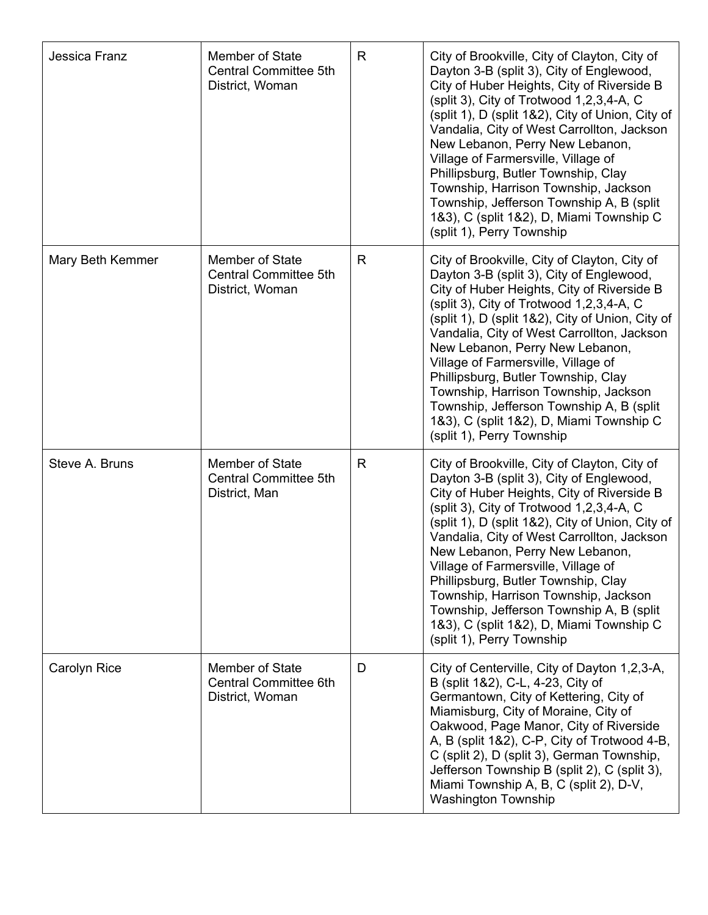| | | | |
|---|---|---|---|
| Jessica Franz | Member of State Central Committee 5th District, Woman | R | City of Brookville, City of Clayton, City of Dayton 3-B (split 3), City of Englewood, City of Huber Heights, City of Riverside B (split 3), City of Trotwood 1,2,3,4-A, C (split 1), D (split 1&2), City of Union, City of Vandalia, City of West Carrollton, Jackson New Lebanon, Perry New Lebanon, Village of Farmersville, Village of Phillipsburg, Butler Township, Clay Township, Harrison Township, Jackson Township, Jefferson Township A, B (split 1&3), C (split 1&2), D, Miami Township C (split 1), Perry Township |
| Mary Beth Kemmer | Member of State Central Committee 5th District, Woman | R | City of Brookville, City of Clayton, City of Dayton 3-B (split 3), City of Englewood, City of Huber Heights, City of Riverside B (split 3), City of Trotwood 1,2,3,4-A, C (split 1), D (split 1&2), City of Union, City of Vandalia, City of West Carrollton, Jackson New Lebanon, Perry New Lebanon, Village of Farmersville, Village of Phillipsburg, Butler Township, Clay Township, Harrison Township, Jackson Township, Jefferson Township A, B (split 1&3), C (split 1&2), D, Miami Township C (split 1), Perry Township |
| Steve A. Bruns | Member of State Central Committee 5th District, Man | R | City of Brookville, City of Clayton, City of Dayton 3-B (split 3), City of Englewood, City of Huber Heights, City of Riverside B (split 3), City of Trotwood 1,2,3,4-A, C (split 1), D (split 1&2), City of Union, City of Vandalia, City of West Carrollton, Jackson New Lebanon, Perry New Lebanon, Village of Farmersville, Village of Phillipsburg, Butler Township, Clay Township, Harrison Township, Jackson Township, Jefferson Township A, B (split 1&3), C (split 1&2), D, Miami Township C (split 1), Perry Township |
| Carolyn Rice | Member of State Central Committee 6th District, Woman | D | City of Centerville, City of Dayton 1,2,3-A, B (split 1&2), C-L, 4-23, City of Germantown, City of Kettering, City of Miamisburg, City of Moraine, City of Oakwood, Page Manor, City of Riverside A, B (split 1&2), C-P, City of Trotwood 4-B, C (split 2), D (split 3), German Township, Jefferson Township B (split 2), C (split 3), Miami Township A, B, C (split 2), D-V, Washington Township |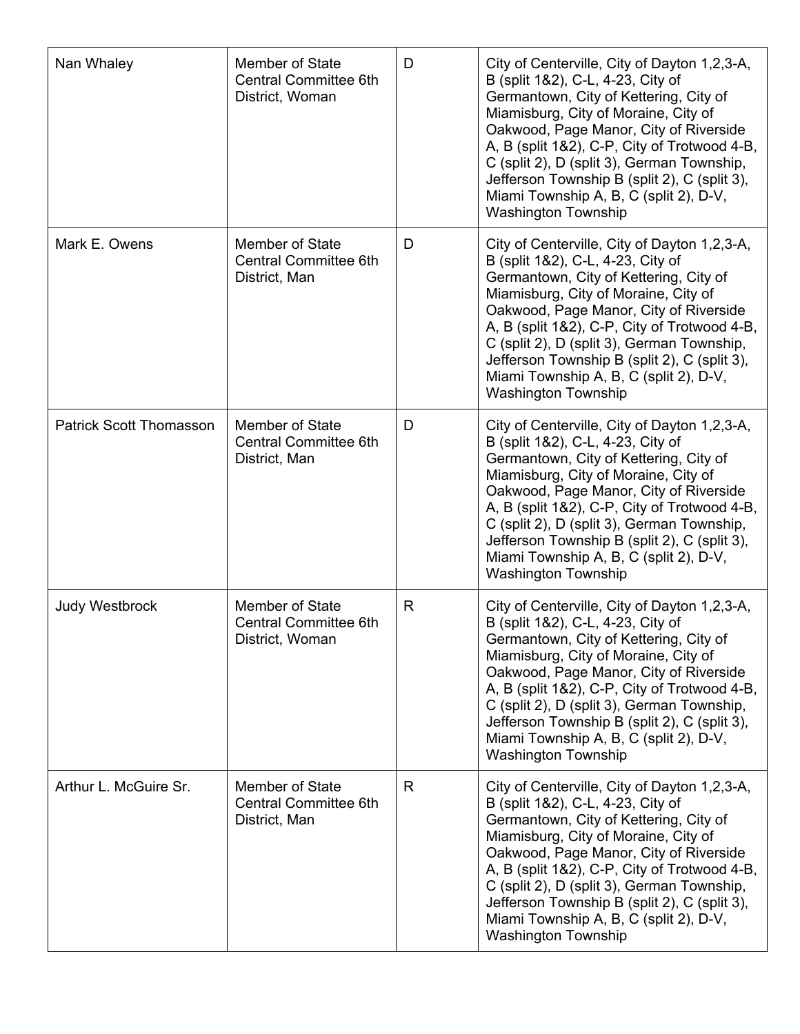| | | | |
|---|---|---|---|
| Nan Whaley | Member of State Central Committee 6th District, Woman | D | City of Centerville, City of Dayton 1,2,3-A, B (split 1&2), C-L, 4-23, City of Germantown, City of Kettering, City of Miamisburg, City of Moraine, City of Oakwood, Page Manor, City of Riverside A, B (split 1&2), C-P, City of Trotwood 4-B, C (split 2), D (split 3), German Township, Jefferson Township B (split 2), C (split 3), Miami Township A, B, C (split 2), D-V, Washington Township |
| Mark E. Owens | Member of State Central Committee 6th District, Man | D | City of Centerville, City of Dayton 1,2,3-A, B (split 1&2), C-L, 4-23, City of Germantown, City of Kettering, City of Miamisburg, City of Moraine, City of Oakwood, Page Manor, City of Riverside A, B (split 1&2), C-P, City of Trotwood 4-B, C (split 2), D (split 3), German Township, Jefferson Township B (split 2), C (split 3), Miami Township A, B, C (split 2), D-V, Washington Township |
| Patrick Scott Thomasson | Member of State Central Committee 6th District, Man | D | City of Centerville, City of Dayton 1,2,3-A, B (split 1&2), C-L, 4-23, City of Germantown, City of Kettering, City of Miamisburg, City of Moraine, City of Oakwood, Page Manor, City of Riverside A, B (split 1&2), C-P, City of Trotwood 4-B, C (split 2), D (split 3), German Township, Jefferson Township B (split 2), C (split 3), Miami Township A, B, C (split 2), D-V, Washington Township |
| Judy Westbrock | Member of State Central Committee 6th District, Woman | R | City of Centerville, City of Dayton 1,2,3-A, B (split 1&2), C-L, 4-23, City of Germantown, City of Kettering, City of Miamisburg, City of Moraine, City of Oakwood, Page Manor, City of Riverside A, B (split 1&2), C-P, City of Trotwood 4-B, C (split 2), D (split 3), German Township, Jefferson Township B (split 2), C (split 3), Miami Township A, B, C (split 2), D-V, Washington Township |
| Arthur L. McGuire Sr. | Member of State Central Committee 6th District, Man | R | City of Centerville, City of Dayton 1,2,3-A, B (split 1&2), C-L, 4-23, City of Germantown, City of Kettering, City of Miamisburg, City of Moraine, City of Oakwood, Page Manor, City of Riverside A, B (split 1&2), C-P, City of Trotwood 4-B, C (split 2), D (split 3), German Township, Jefferson Township B (split 2), C (split 3), Miami Township A, B, C (split 2), D-V, Washington Township |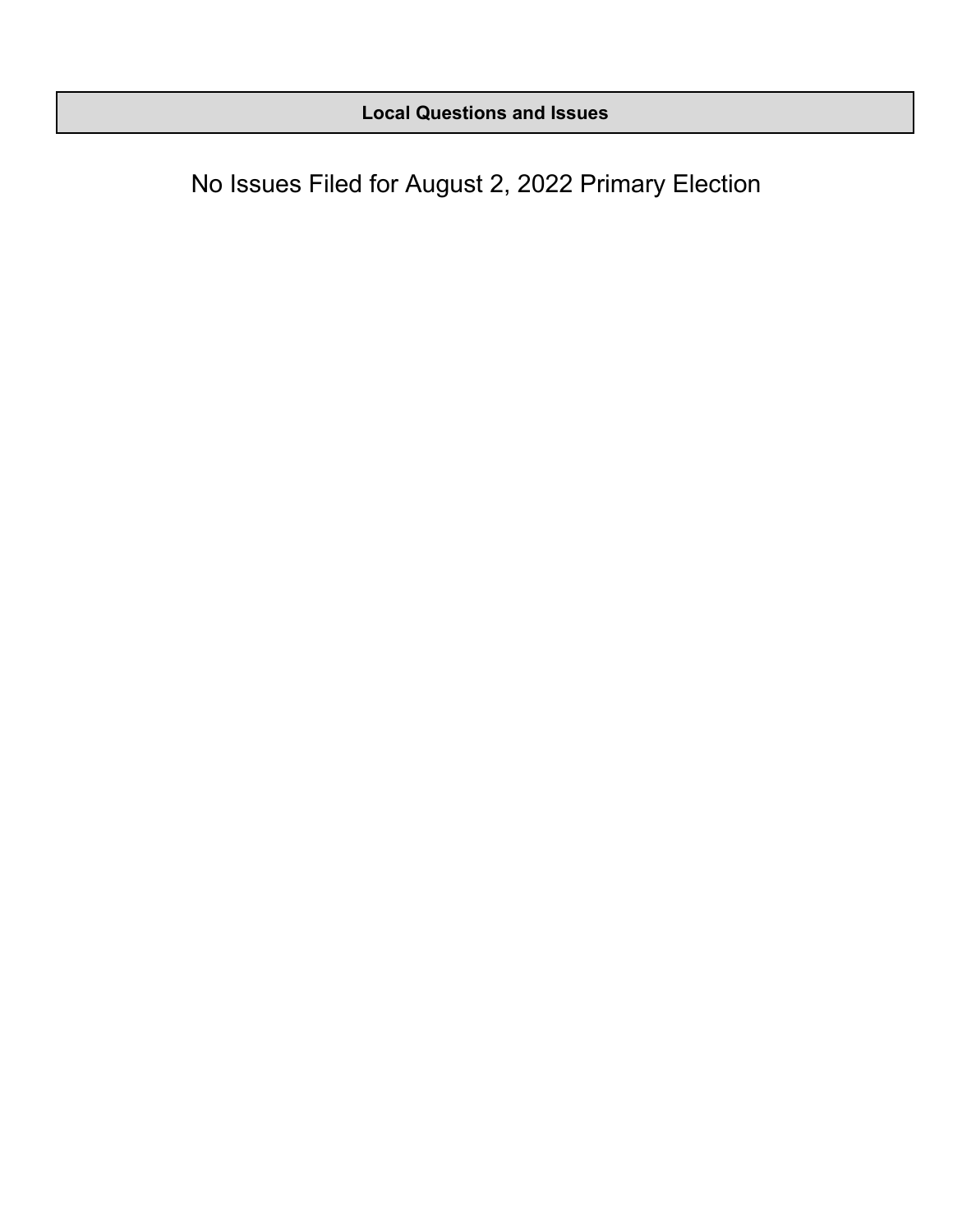## Local Questions and Issues

No Issues Filed for August 2, 2022 Primary Election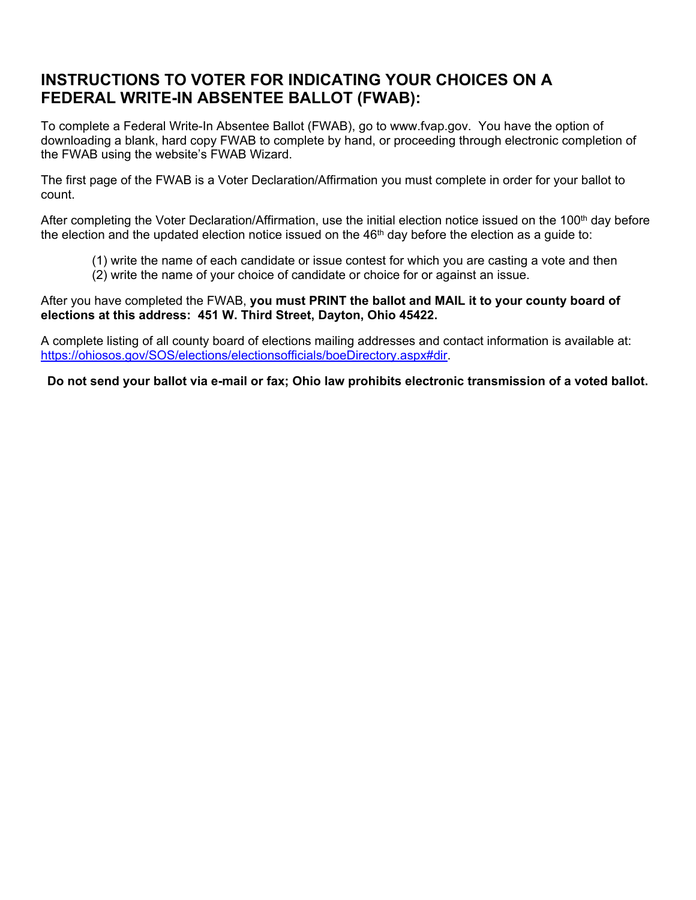## INSTRUCTIONS TO VOTER FOR INDICATING YOUR CHOICES ON A FEDERAL WRITE-IN ABSENTEE BALLOT (FWAB):

To complete a Federal Write-In Absentee Ballot (FWAB), go to www.fvap.gov. You have the option of downloading a blank, hard copy FWAB to complete by hand, or proceeding through electronic completion of the FWAB using the website's FWAB Wizard.

The first page of the FWAB is a Voter Declaration/Affirmation you must complete in order for your ballot to count.

After completing the Voter Declaration/Affirmation, use the initial election notice issued on the 100th day before the election and the updated election notice issued on the 46th day before the election as a guide to:

(1) write the name of each candidate or issue contest for which you are casting a vote and then
(2) write the name of your choice of candidate or choice for or against an issue.

After you have completed the FWAB, **you must PRINT the ballot and MAIL it to your county board of elections at this address: 451 W. Third Street, Dayton, Ohio 45422.**

A complete listing of all county board of elections mailing addresses and contact information is available at: https://ohiosos.gov/SOS/elections/electionsofficials/boeDirectory.aspx#dir.

**Do not send your ballot via e-mail or fax; Ohio law prohibits electronic transmission of a voted ballot.**